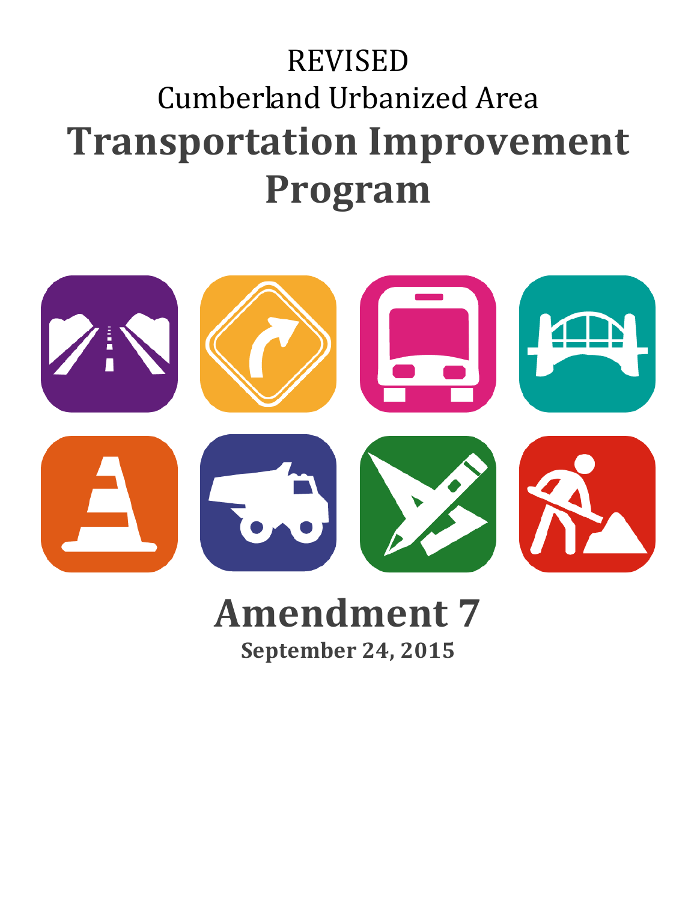REVISED

Cumberland Urbanized Area

# Transportation Improvement Program

## Amendment 7

**September 24, 2015**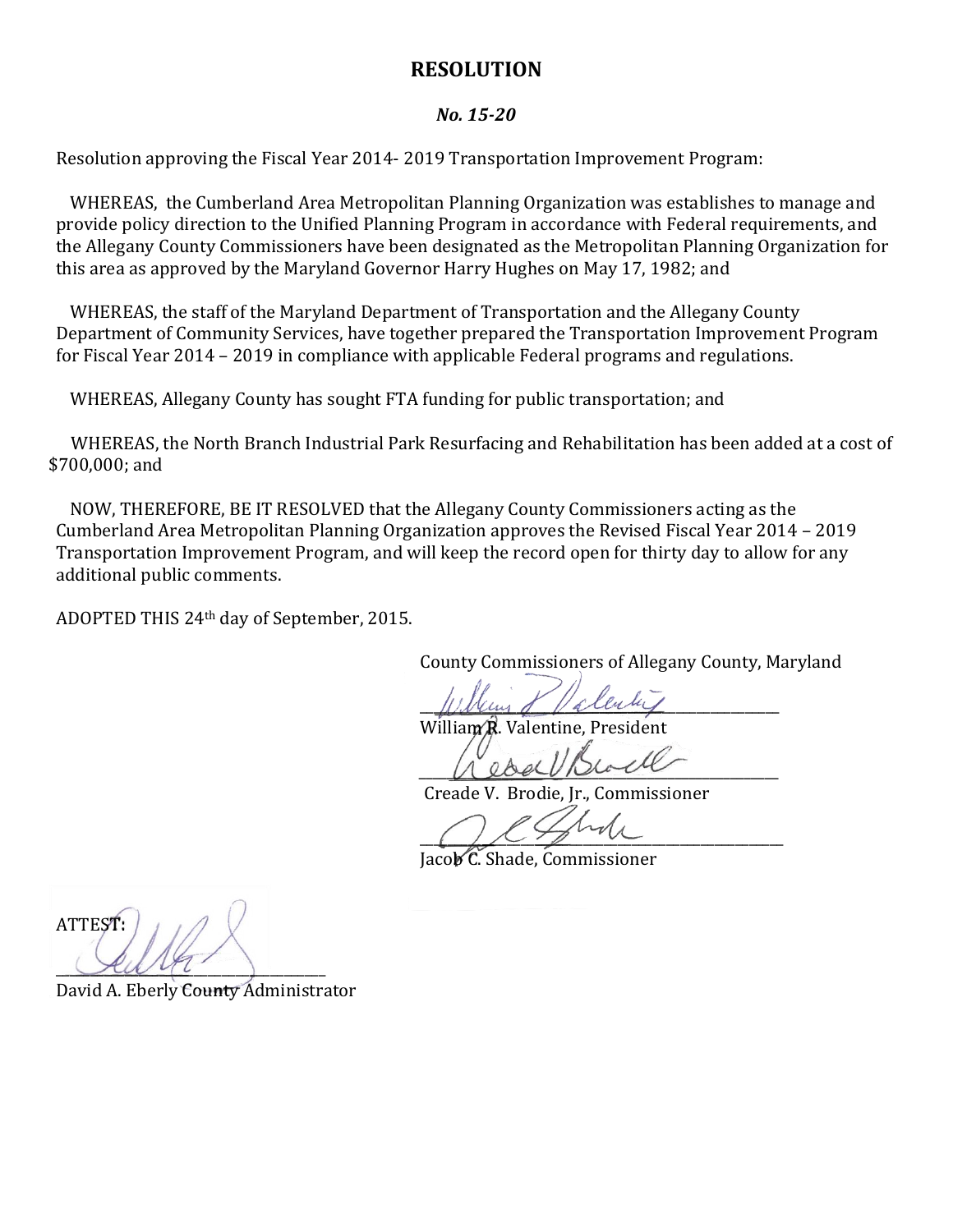# RESOLUTION

***No. 15-20***

Resolution approving the Fiscal Year 2014- 2019 Transportation Improvement Program:

WHEREAS, the Cumberland Area Metropolitan Planning Organization was establishes to manage and provide policy direction to the Unified Planning Program in accordance with Federal requirements, and the Allegany County Commissioners have been designated as the Metropolitan Planning Organization for this area as approved by the Maryland Governor Harry Hughes on May 17, 1982; and

WHEREAS, the staff of the Maryland Department of Transportation and the Allegany County Department of Community Services, have together prepared the Transportation Improvement Program for Fiscal Year 2014 – 2019 in compliance with applicable Federal programs and regulations.

WHEREAS, Allegany County has sought FTA funding for public transportation; and

WHEREAS, the North Branch Industrial Park Resurfacing and Rehabilitation has been added at a cost of $700,000; and

NOW, THEREFORE, BE IT RESOLVED that the Allegany County Commissioners acting as the Cumberland Area Metropolitan Planning Organization approves the Revised Fiscal Year 2014 – 2019 Transportation Improvement Program, and will keep the record open for thirty day to allow for any additional public comments.

ADOPTED THIS 24th day of September, 2015.

County Commissioners of Allegany County, Maryland

_______________________________
William R. Valentine, President

_______________________________
Creade V. Brodie, Jr., Commissioner

_______________________________
Jacob C. Shade, Commissioner

ATTEST:

_______________________________
David A. Eberly County Administrator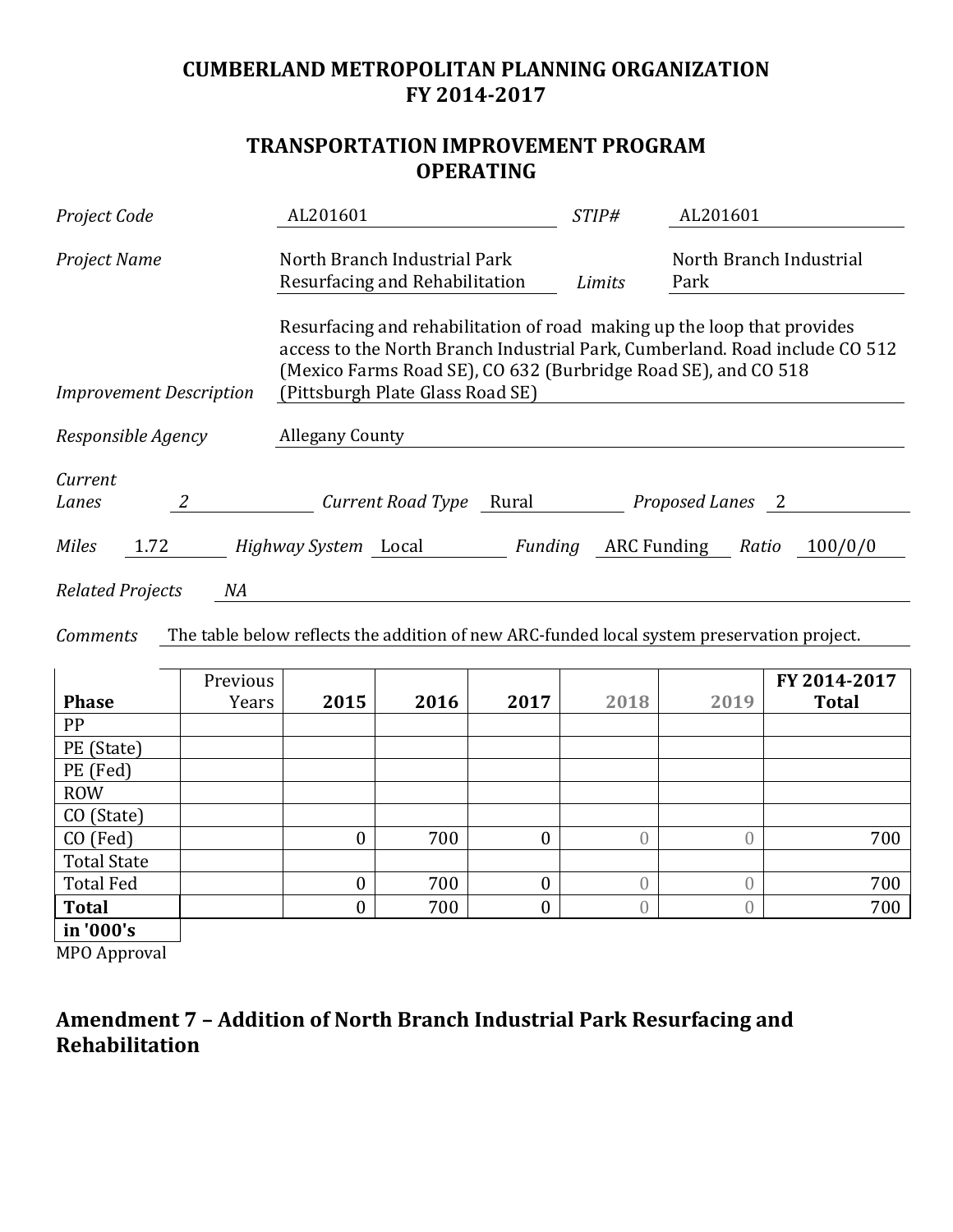# CUMBERLAND METROPOLITAN PLANNING ORGANIZATION
# FY 2014-2017

## TRANSPORTATION IMPROVEMENT PROGRAM
## OPERATING

| | | | |
|---|---|---|---|
| *Project Code* | AL201601 | *STIP#* | AL201601 |
| *Project Name* | North Branch Industrial Park Resurfacing and Rehabilitation | *Limits* | North Branch Industrial Park |
| *Improvement Description* | Resurfacing and rehabilitation of road making up the loop that provides access to the North Branch Industrial Park, Cumberland. Road include CO 512 (Mexico Farms Road SE), CO 632 (Burbridge Road SE), and CO 518 (Pittsburgh Plate Glass Road SE) | | |
| *Responsible Agency* | Allegany County | | |

*Current Lanes* 2 *Current Road Type* Rural *Proposed Lanes* 2

*Miles* 1.72 *Highway System* Local *Funding* ARC Funding *Ratio* 100/0/0

*Related Projects* NA

*Comments* The table below reflects the addition of new ARC-funded local system preservation project.

| Phase | Previous Years | 2015 | 2016 | 2017 | 2018 | 2019 | FY 2014-2017 Total |
|---|---|---|---|---|---|---|---|
| PP | | | | | | | |
| PE (State) | | | | | | | |
| PE (Fed) | | | | | | | |
| ROW | | | | | | | |
| CO (State) | | | | | | | |
| CO (Fed) | | 0 | 700 | 0 | 0 | 0 | 700 |
| Total State | | | | | | | |
| Total Fed | | 0 | 700 | 0 | 0 | 0 | 700 |
| **Total** | | 0 | 700 | 0 | 0 | 0 | 700 |
| **in '000's** | | | | | | | |

MPO Approval

## Amendment 7 – Addition of North Branch Industrial Park Resurfacing and Rehabilitation